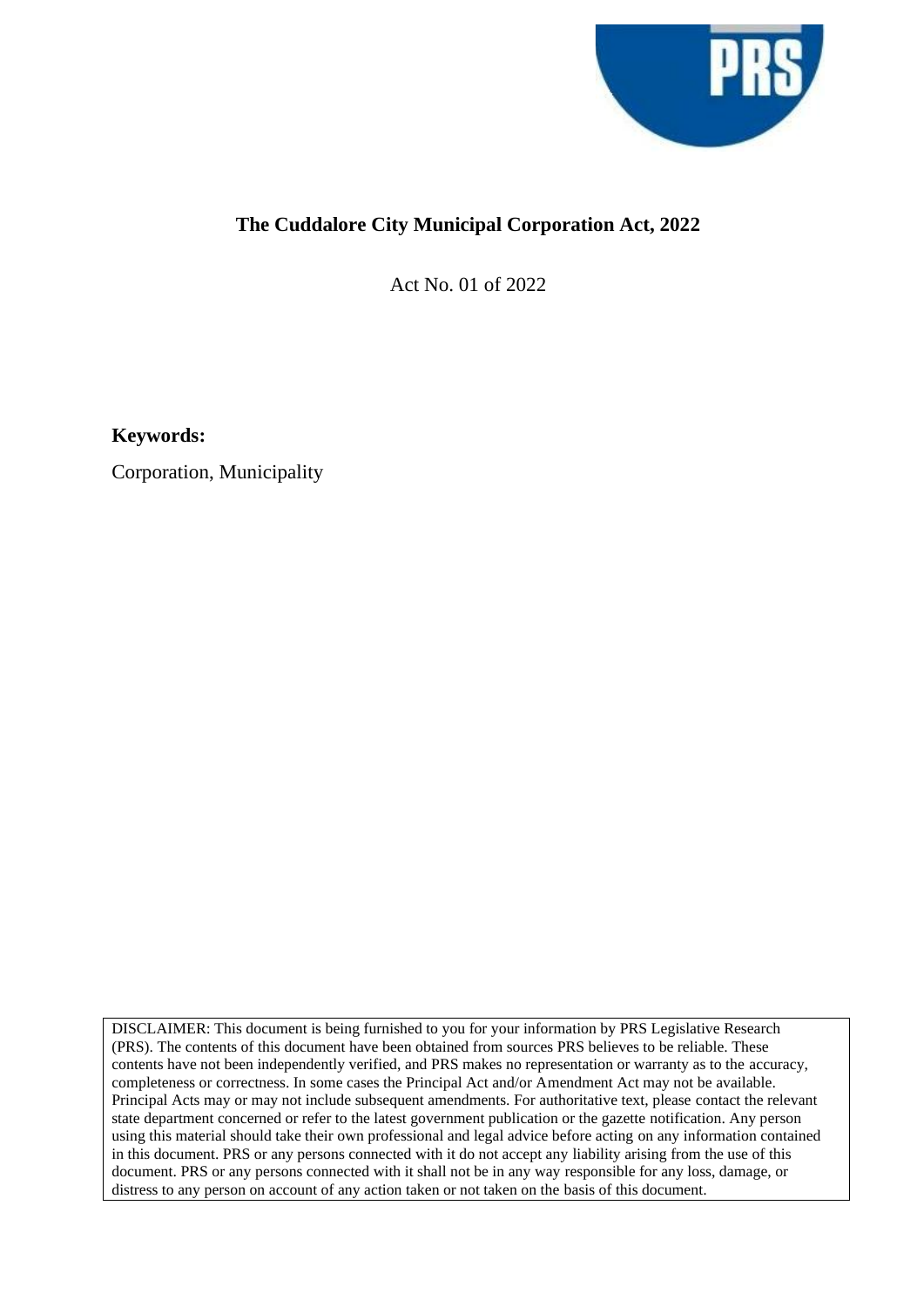# The Cuddalore City Municipal Corporation Act, 2022

Act No. 01 of 2022

**Keywords:**

Corporation, Municipality

DISCLAIMER: This document is being furnished to you for your information by PRS Legislative Research (PRS). The contents of this document have been obtained from sources PRS believes to be reliable. These contents have not been independently verified, and PRS makes no representation or warranty as to the accuracy, completeness or correctness. In some cases the Principal Act and/or Amendment Act may not be available. Principal Acts may or may not include subsequent amendments. For authoritative text, please contact the relevant state department concerned or refer to the latest government publication or the gazette notification. Any person using this material should take their own professional and legal advice before acting on any information contained in this document. PRS or any persons connected with it do not accept any liability arising from the use of this document. PRS or any persons connected with it shall not be in any way responsible for any loss, damage, or distress to any person on account of any action taken or not taken on the basis of this document.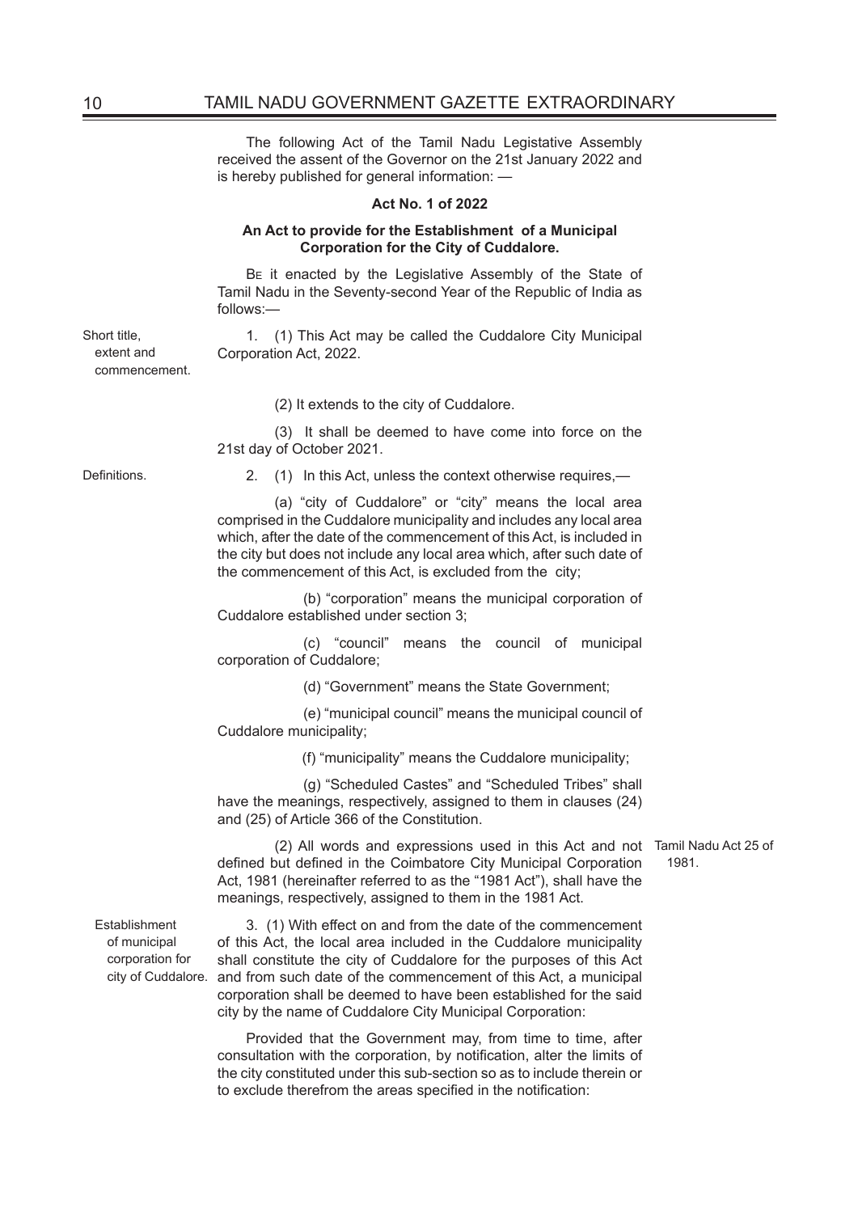The following Act of the Tamil Nadu Legislative Assembly received the assent of the Governor on the 21st January 2022 and is hereby published for general information: —

**Act No. 1 of 2022**

**An Act to provide for the Establishment of a Municipal Corporation for the City of Cuddalore.**

BE it enacted by the Legislative Assembly of the State of Tamil Nadu in the Seventy-second Year of the Republic of India as follows:—

Short title, extent and commencement.

1. (1) This Act may be called the Cuddalore City Municipal Corporation Act, 2022.

(2) It extends to the city of Cuddalore.

(3) It shall be deemed to have come into force on the 21st day of October 2021.

Definitions.

2. (1) In this Act, unless the context otherwise requires,—

(a) "city of Cuddalore" or "city" means the local area comprised in the Cuddalore municipality and includes any local area which, after the date of the commencement of this Act, is included in the city but does not include any local area which, after such date of the commencement of this Act, is excluded from the city;

(b) "corporation" means the municipal corporation of Cuddalore established under section 3;

(c) "council" means the council of municipal corporation of Cuddalore;

(d) "Government" means the State Government;

(e) "municipal council" means the municipal council of Cuddalore municipality;

(f) "municipality" means the Cuddalore municipality;

(g) "Scheduled Castes" and "Scheduled Tribes" shall have the meanings, respectively, assigned to them in clauses (24) and (25) of Article 366 of the Constitution.

(2) All words and expressions used in this Act and not defined but defined in the Coimbatore City Municipal Corporation Act, 1981 (hereinafter referred to as the "1981 Act"), shall have the meanings, respectively, assigned to them in the 1981 Act.

Tamil Nadu Act 25 of 1981.

Establishment of municipal corporation for city of Cuddalore.

3. (1) With effect on and from the date of the commencement of this Act, the local area included in the Cuddalore municipality shall constitute the city of Cuddalore for the purposes of this Act and from such date of the commencement of this Act, a municipal corporation shall be deemed to have been established for the said city by the name of Cuddalore City Municipal Corporation:

Provided that the Government may, from time to time, after consultation with the corporation, by notification, alter the limits of the city constituted under this sub-section so as to include therein or to exclude therefrom the areas specified in the notification: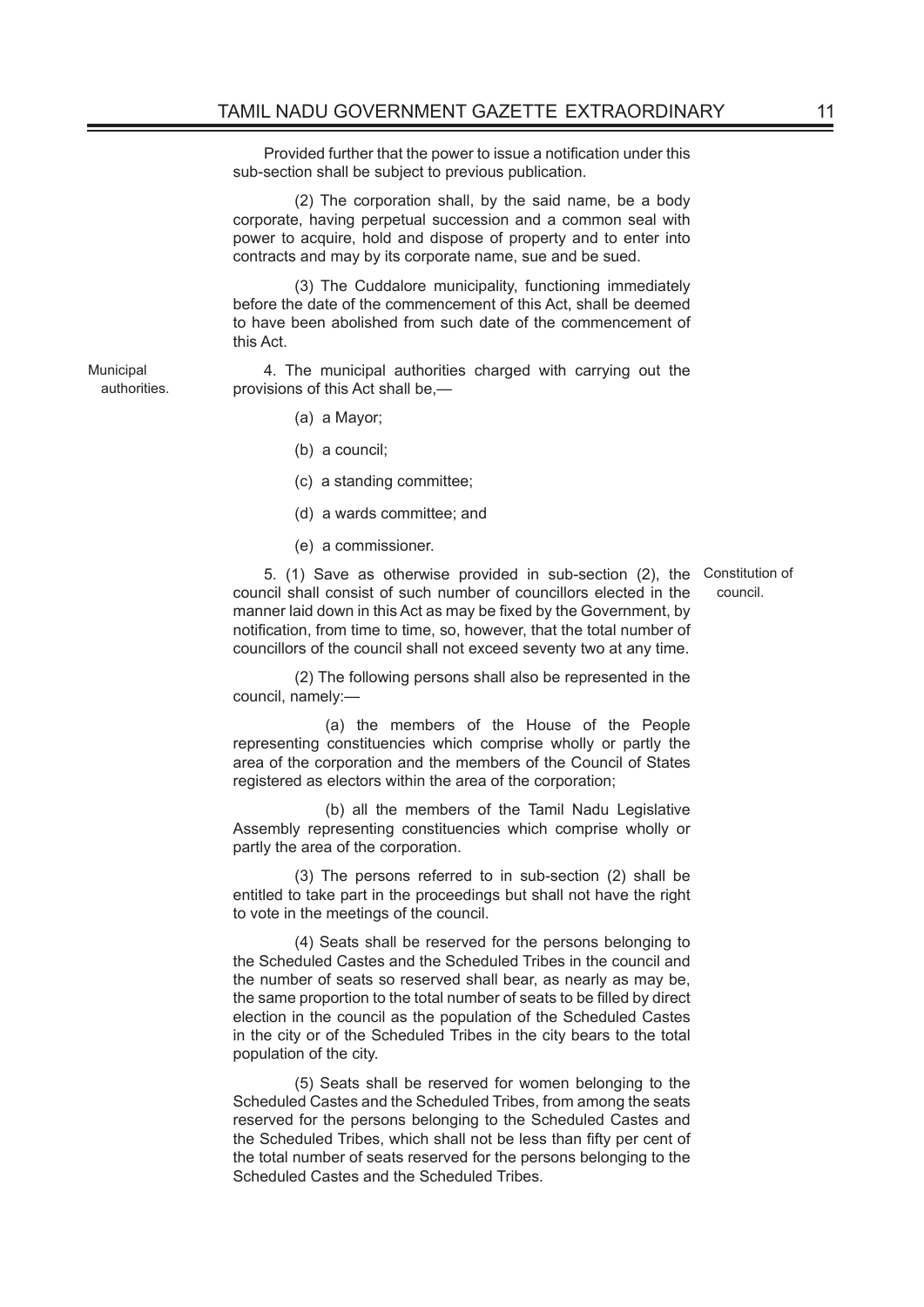Provided further that the power to issue a notification under this sub-section shall be subject to previous publication.

(2) The corporation shall, by the said name, be a body corporate, having perpetual succession and a common seal with power to acquire, hold and dispose of property and to enter into contracts and may by its corporate name, sue and be sued.

(3) The Cuddalore municipality, functioning immediately before the date of the commencement of this Act, shall be deemed to have been abolished from such date of the commencement of this Act.

Municipal authorities.

4. The municipal authorities charged with carrying out the provisions of this Act shall be,—

(a) a Mayor;

(b) a council;

(c) a standing committee;

(d) a wards committee; and

(e) a commissioner.

Constitution of council.

5. (1) Save as otherwise provided in sub-section (2), the council shall consist of such number of councillors elected in the manner laid down in this Act as may be fixed by the Government, by notification, from time to time, so, however, that the total number of councillors of the council shall not exceed seventy two at any time.

(2) The following persons shall also be represented in the council, namely:—

(a) the members of the House of the People representing constituencies which comprise wholly or partly the area of the corporation and the members of the Council of States registered as electors within the area of the corporation;

(b) all the members of the Tamil Nadu Legislative Assembly representing constituencies which comprise wholly or partly the area of the corporation.

(3) The persons referred to in sub-section (2) shall be entitled to take part in the proceedings but shall not have the right to vote in the meetings of the council.

(4) Seats shall be reserved for the persons belonging to the Scheduled Castes and the Scheduled Tribes in the council and the number of seats so reserved shall bear, as nearly as may be, the same proportion to the total number of seats to be filled by direct election in the council as the population of the Scheduled Castes in the city or of the Scheduled Tribes in the city bears to the total population of the city.

(5) Seats shall be reserved for women belonging to the Scheduled Castes and the Scheduled Tribes, from among the seats reserved for the persons belonging to the Scheduled Castes and the Scheduled Tribes, which shall not be less than fifty per cent of the total number of seats reserved for the persons belonging to the Scheduled Castes and the Scheduled Tribes.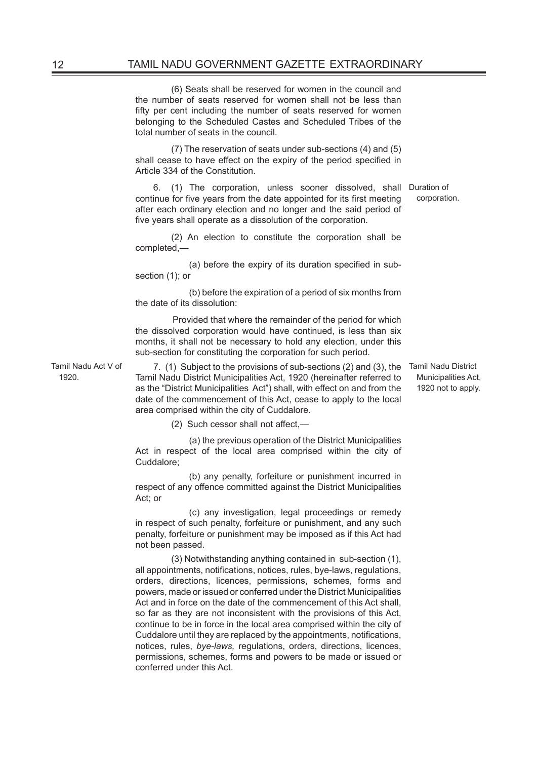(6) Seats shall be reserved for women in the council and the number of seats reserved for women shall not be less than fifty per cent including the number of seats reserved for women belonging to the Scheduled Castes and Scheduled Tribes of the total number of seats in the council.

(7) The reservation of seats under sub-sections (4) and (5) shall cease to have effect on the expiry of the period specified in Article 334 of the Constitution.

Duration of corporation.

6. (1) The corporation, unless sooner dissolved, shall continue for five years from the date appointed for its first meeting after each ordinary election and no longer and the said period of five years shall operate as a dissolution of the corporation.

(2) An election to constitute the corporation shall be completed,—

(a) before the expiry of its duration specified in sub-section (1); or

(b) before the expiration of a period of six months from the date of its dissolution:

Provided that where the remainder of the period for which the dissolved corporation would have continued, is less than six months, it shall not be necessary to hold any election, under this sub-section for constituting the corporation for such period.

Tamil Nadu Act V of 1920.

Tamil Nadu District Municipalities Act, 1920 not to apply.

7. (1) Subject to the provisions of sub-sections (2) and (3), the Tamil Nadu District Municipalities Act, 1920 (hereinafter referred to as the "District Municipalities Act") shall, with effect on and from the date of the commencement of this Act, cease to apply to the local area comprised within the city of Cuddalore.

(2) Such cessor shall not affect,—

(a) the previous operation of the District Municipalities Act in respect of the local area comprised within the city of Cuddalore;

(b) any penalty, forfeiture or punishment incurred in respect of any offence committed against the District Municipalities Act; or

(c) any investigation, legal proceedings or remedy in respect of such penalty, forfeiture or punishment, and any such penalty, forfeiture or punishment may be imposed as if this Act had not been passed.

(3) Notwithstanding anything contained in sub-section (1), all appointments, notifications, notices, rules, bye-laws, regulations, orders, directions, licences, permissions, schemes, forms and powers, made or issued or conferred under the District Municipalities Act and in force on the date of the commencement of this Act shall, so far as they are not inconsistent with the provisions of this Act, continue to be in force in the local area comprised within the city of Cuddalore until they are replaced by the appointments, notifications, notices, rules, *bye-laws,* regulations, orders, directions, licences, permissions, schemes, forms and powers to be made or issued or conferred under this Act.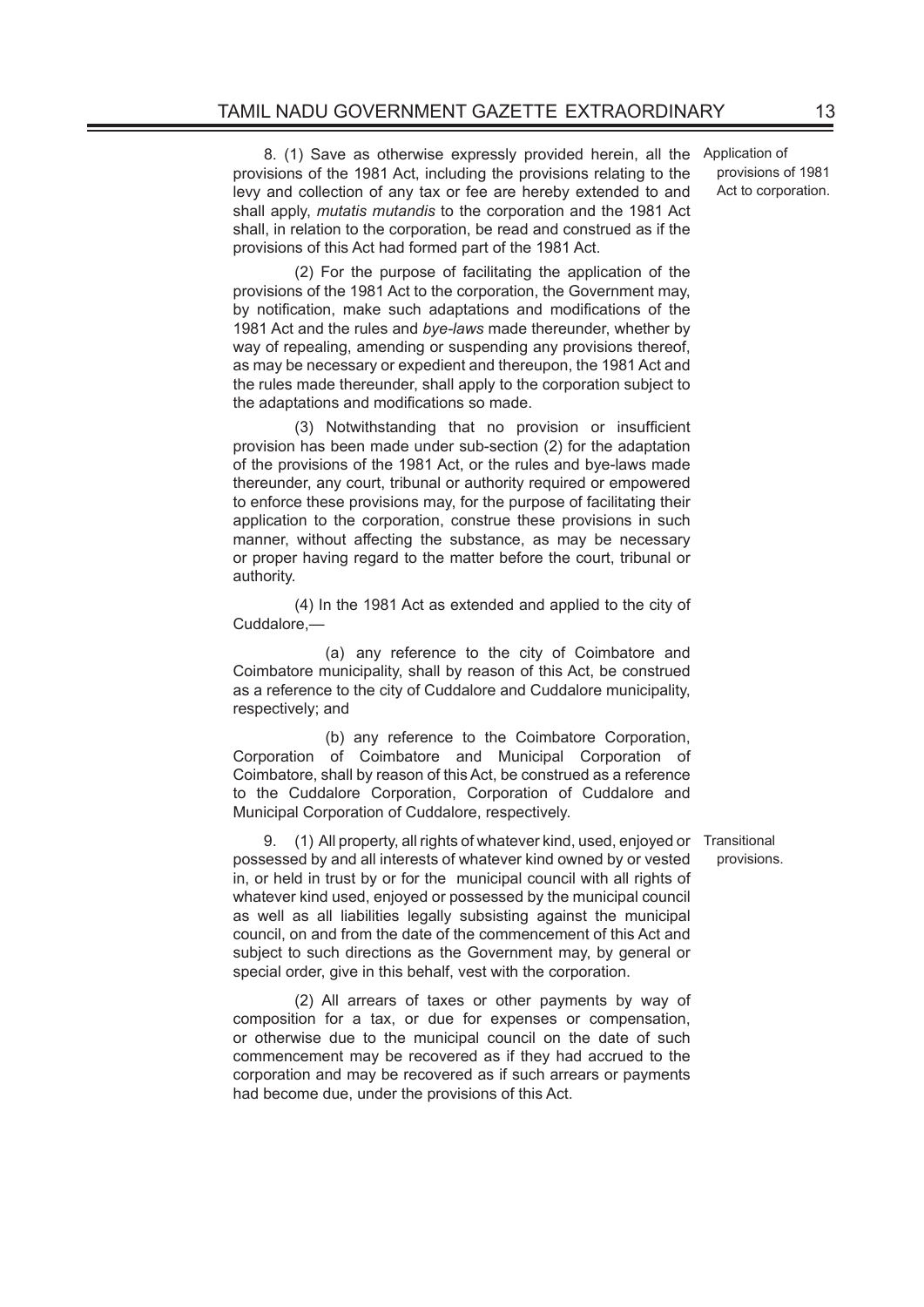8. (1) Save as otherwise expressly provided herein, all the provisions of the 1981 Act, including the provisions relating to the levy and collection of any tax or fee are hereby extended to and shall apply, *mutatis mutandis* to the corporation and the 1981 Act shall, in relation to the corporation, be read and construed as if the provisions of this Act had formed part of the 1981 Act.

Application of provisions of 1981 Act to corporation.

(2) For the purpose of facilitating the application of the provisions of the 1981 Act to the corporation, the Government may, by notification, make such adaptations and modifications of the 1981 Act and the rules and *bye-laws* made thereunder, whether by way of repealing, amending or suspending any provisions thereof, as may be necessary or expedient and thereupon, the 1981 Act and the rules made thereunder, shall apply to the corporation subject to the adaptations and modifications so made.

(3) Notwithstanding that no provision or insufficient provision has been made under sub-section (2) for the adaptation of the provisions of the 1981 Act, or the rules and bye-laws made thereunder, any court, tribunal or authority required or empowered to enforce these provisions may, for the purpose of facilitating their application to the corporation, construe these provisions in such manner, without affecting the substance, as may be necessary or proper having regard to the matter before the court, tribunal or authority.

(4) In the 1981 Act as extended and applied to the city of Cuddalore,—

(a) any reference to the city of Coimbatore and Coimbatore municipality, shall by reason of this Act, be construed as a reference to the city of Cuddalore and Cuddalore municipality, respectively; and

(b) any reference to the Coimbatore Corporation, Corporation of Coimbatore and Municipal Corporation of Coimbatore, shall by reason of this Act, be construed as a reference to the Cuddalore Corporation, Corporation of Cuddalore and Municipal Corporation of Cuddalore, respectively.

9. (1) All property, all rights of whatever kind, used, enjoyed or possessed by and all interests of whatever kind owned by or vested in, or held in trust by or for the municipal council with all rights of whatever kind used, enjoyed or possessed by the municipal council as well as all liabilities legally subsisting against the municipal council, on and from the date of the commencement of this Act and subject to such directions as the Government may, by general or special order, give in this behalf, vest with the corporation.

Transitional provisions.

(2) All arrears of taxes or other payments by way of composition for a tax, or due for expenses or compensation, or otherwise due to the municipal council on the date of such commencement may be recovered as if they had accrued to the corporation and may be recovered as if such arrears or payments had become due, under the provisions of this Act.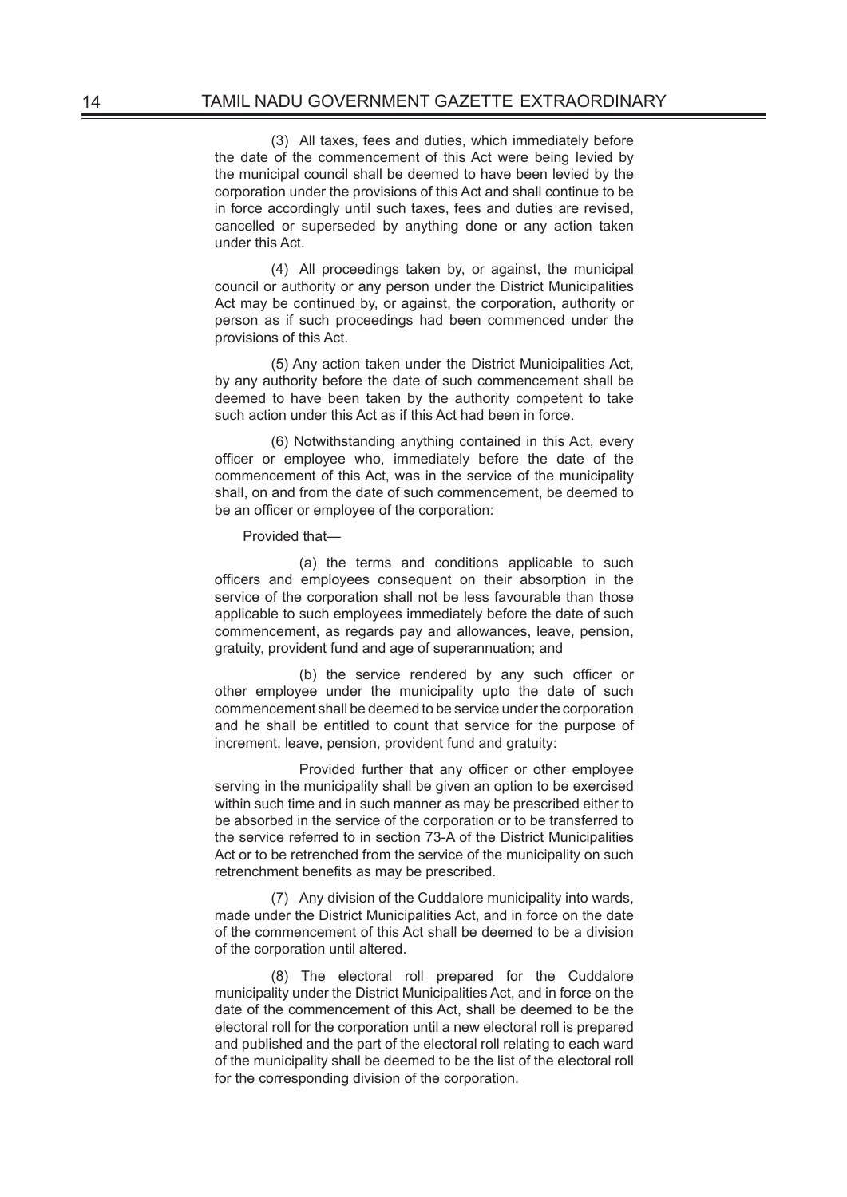(3) All taxes, fees and duties, which immediately before the date of the commencement of this Act were being levied by the municipal council shall be deemed to have been levied by the corporation under the provisions of this Act and shall continue to be in force accordingly until such taxes, fees and duties are revised, cancelled or superseded by anything done or any action taken under this Act.

(4) All proceedings taken by, or against, the municipal council or authority or any person under the District Municipalities Act may be continued by, or against, the corporation, authority or person as if such proceedings had been commenced under the provisions of this Act.

(5) Any action taken under the District Municipalities Act, by any authority before the date of such commencement shall be deemed to have been taken by the authority competent to take such action under this Act as if this Act had been in force.

(6) Notwithstanding anything contained in this Act, every officer or employee who, immediately before the date of the commencement of this Act, was in the service of the municipality shall, on and from the date of such commencement, be deemed to be an officer or employee of the corporation:

Provided that—

(a) the terms and conditions applicable to such officers and employees consequent on their absorption in the service of the corporation shall not be less favourable than those applicable to such employees immediately before the date of such commencement, as regards pay and allowances, leave, pension, gratuity, provident fund and age of superannuation; and

(b) the service rendered by any such officer or other employee under the municipality upto the date of such commencement shall be deemed to be service under the corporation and he shall be entitled to count that service for the purpose of increment, leave, pension, provident fund and gratuity:

Provided further that any officer or other employee serving in the municipality shall be given an option to be exercised within such time and in such manner as may be prescribed either to be absorbed in the service of the corporation or to be transferred to the service referred to in section 73-A of the District Municipalities Act or to be retrenched from the service of the municipality on such retrenchment benefits as may be prescribed.

(7) Any division of the Cuddalore municipality into wards, made under the District Municipalities Act, and in force on the date of the commencement of this Act shall be deemed to be a division of the corporation until altered.

(8) The electoral roll prepared for the Cuddalore municipality under the District Municipalities Act, and in force on the date of the commencement of this Act, shall be deemed to be the electoral roll for the corporation until a new electoral roll is prepared and published and the part of the electoral roll relating to each ward of the municipality shall be deemed to be the list of the electoral roll for the corresponding division of the corporation.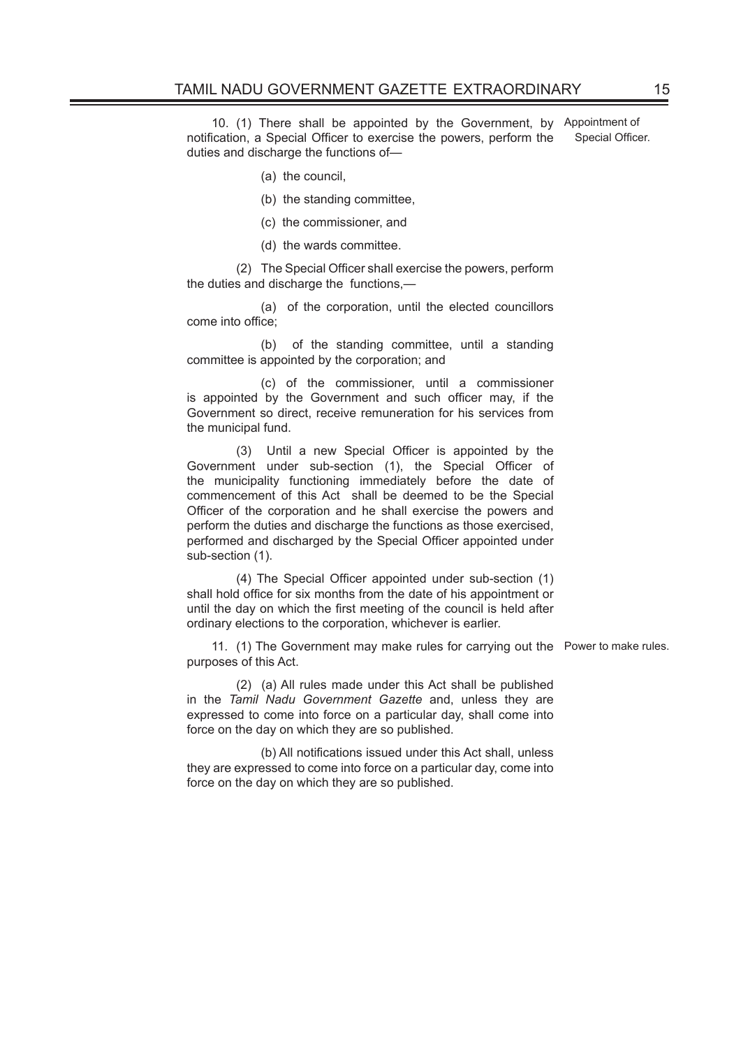Appointment of Special Officer.

10. (1) There shall be appointed by the Government, by notification, a Special Officer to exercise the powers, perform the duties and discharge the functions of—

(a) the council,

(b) the standing committee,

(c) the commissioner, and

(d) the wards committee.

(2) The Special Officer shall exercise the powers, perform the duties and discharge the functions,—

(a) of the corporation, until the elected councillors come into office;

(b) of the standing committee, until a standing committee is appointed by the corporation; and

(c) of the commissioner, until a commissioner is appointed by the Government and such officer may, if the Government so direct, receive remuneration for his services from the municipal fund.

(3) Until a new Special Officer is appointed by the Government under sub-section (1), the Special Officer of the municipality functioning immediately before the date of commencement of this Act shall be deemed to be the Special Officer of the corporation and he shall exercise the powers and perform the duties and discharge the functions as those exercised, performed and discharged by the Special Officer appointed under sub-section (1).

(4) The Special Officer appointed under sub-section (1) shall hold office for six months from the date of his appointment or until the day on which the first meeting of the council is held after ordinary elections to the corporation, whichever is earlier.

Power to make rules.

11. (1) The Government may make rules for carrying out the purposes of this Act.

(2) (a) All rules made under this Act shall be published in the *Tamil Nadu Government Gazette* and, unless they are expressed to come into force on a particular day, shall come into force on the day on which they are so published.

(b) All notifications issued under this Act shall, unless they are expressed to come into force on a particular day, come into force on the day on which they are so published.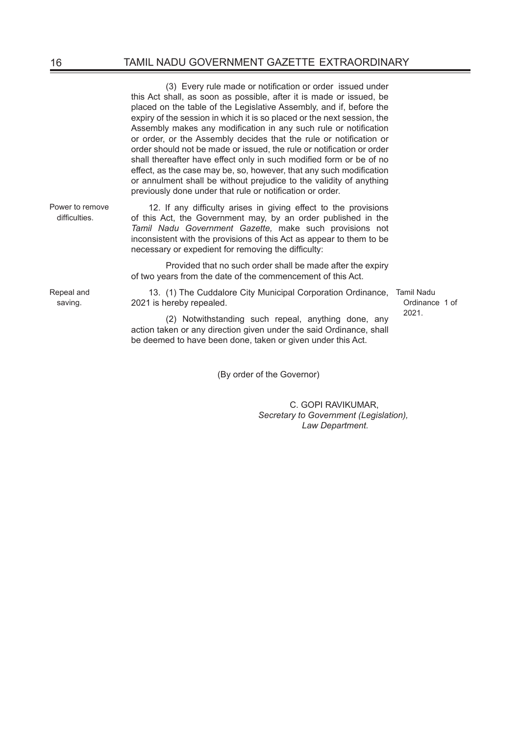(3) Every rule made or notification or order issued under this Act shall, as soon as possible, after it is made or issued, be placed on the table of the Legislative Assembly, and if, before the expiry of the session in which it is so placed or the next session, the Assembly makes any modification in any such rule or notification or order, or the Assembly decides that the rule or notification or order should not be made or issued, the rule or notification or order shall thereafter have effect only in such modified form or be of no effect, as the case may be, so, however, that any such modification or annulment shall be without prejudice to the validity of anything previously done under that rule or notification or order.

Power to remove difficulties.

12. If any difficulty arises in giving effect to the provisions of this Act, the Government may, by an order published in the *Tamil Nadu Government Gazette,* make such provisions not inconsistent with the provisions of this Act as appear to them to be necessary or expedient for removing the difficulty:

Provided that no such order shall be made after the expiry of two years from the date of the commencement of this Act.

Repeal and saving.

13. (1) The Cuddalore City Municipal Corporation Ordinance, 2021 is hereby repealed.

Tamil Nadu Ordinance 1 of 2021.

(2) Notwithstanding such repeal, anything done, any action taken or any direction given under the said Ordinance, shall be deemed to have been done, taken or given under this Act.

(By order of the Governor)

C. GOPI RAVIKUMAR,
*Secretary to Government (Legislation),*
*Law Department.*